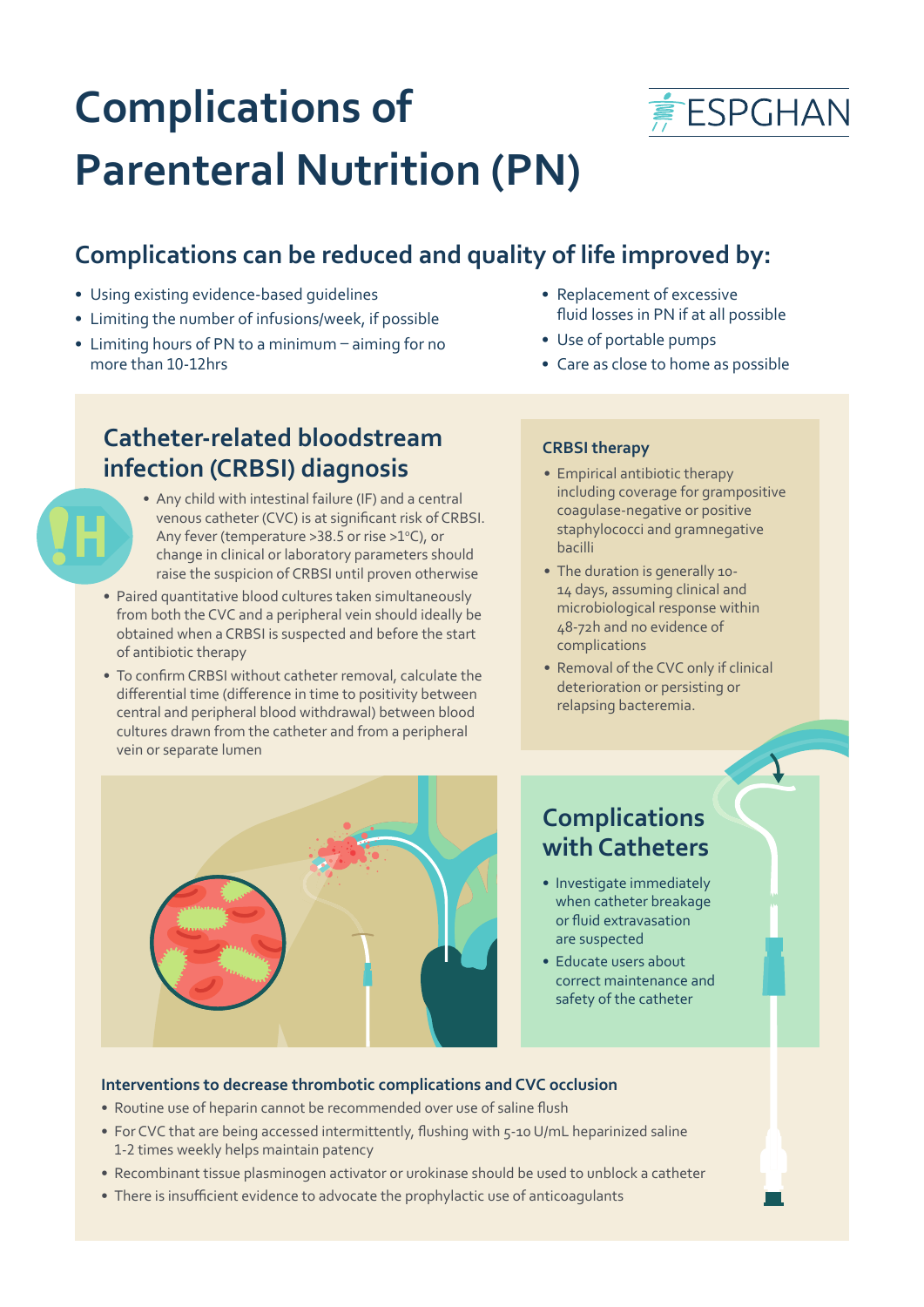# Complications of Parenteral Nutrition (PN)

ESPGHAN

## Complications can be reduced and quality of life improved by:

- Using existing evidence-based guidelines
- Limiting the number of infusions/week, if possible
- Limiting hours of PN to a minimum – aiming for no more than 10-12hrs
- Replacement of excessive fluid losses in PN if at all possible
- Use of portable pumps
- Care as close to home as possible

## Catheter-related bloodstream infection (CRBSI) diagnosis

- Any child with intestinal failure (IF) and a central venous catheter (CVC) is at significant risk of CRBSI. Any fever (temperature >38.5 or rise >1°C), or change in clinical or laboratory parameters should raise the suspicion of CRBSI until proven otherwise
- Paired quantitative blood cultures taken simultaneously from both the CVC and a peripheral vein should ideally be obtained when a CRBSI is suspected and before the start of antibiotic therapy
- To confirm CRBSI without catheter removal, calculate the differential time (difference in time to positivity between central and peripheral blood withdrawal) between blood cultures drawn from the catheter and from a peripheral vein or separate lumen

### CRBSI therapy

- Empirical antibiotic therapy including coverage for grampositive coagulase-negative or positive staphylococci and gramnegative bacilli
- The duration is generally 10-14 days, assuming clinical and microbiological response within 48-72h and no evidence of complications
- Removal of the CVC only if clinical deterioration or persisting or relapsing bacteremia.

## Complications with Catheters

- Investigate immediately when catheter breakage or fluid extravasation are suspected
- Educate users about correct maintenance and safety of the catheter

### Interventions to decrease thrombotic complications and CVC occlusion

- Routine use of heparin cannot be recommended over use of saline flush
- For CVC that are being accessed intermittently, flushing with 5-10 U/mL heparinized saline 1-2 times weekly helps maintain patency
- Recombinant tissue plasminogen activator or urokinase should be used to unblock a catheter
- There is insufficient evidence to advocate the prophylactic use of anticoagulants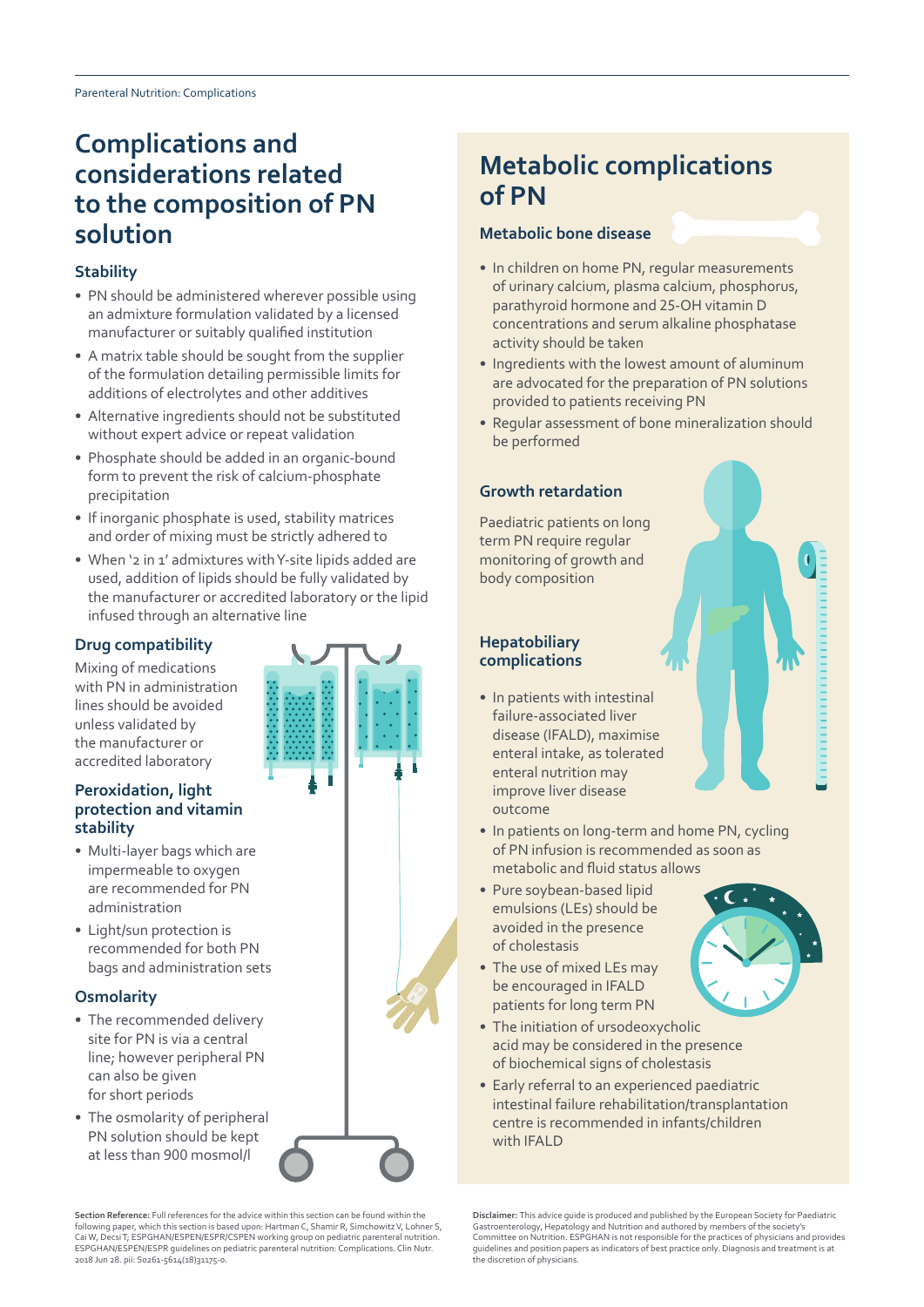# Complications and considerations related to the composition of PN solution

## Stability

- PN should be administered wherever possible using an admixture formulation validated by a licensed manufacturer or suitably qualified institution
- A matrix table should be sought from the supplier of the formulation detailing permissible limits for additions of electrolytes and other additives
- Alternative ingredients should not be substituted without expert advice or repeat validation
- Phosphate should be added in an organic-bound form to prevent the risk of calcium-phosphate precipitation
- If inorganic phosphate is used, stability matrices and order of mixing must be strictly adhered to
- When '2 in 1' admixtures with Y-site lipids added are used, addition of lipids should be fully validated by the manufacturer or accredited laboratory or the lipid infused through an alternative line

## Drug compatibility

Mixing of medications with PN in administration lines should be avoided unless validated by the manufacturer or accredited laboratory

## Peroxidation, light protection and vitamin stability

- Multi-layer bags which are impermeable to oxygen are recommended for PN administration
- Light/sun protection is recommended for both PN bags and administration sets

## Osmolarity

- The recommended delivery site for PN is via a central line; however peripheral PN can also be given for short periods
- The osmolarity of peripheral PN solution should be kept at less than 900 mosmol/l

# Metabolic complications of PN

## Metabolic bone disease

- In children on home PN, regular measurements of urinary calcium, plasma calcium, phosphorus, parathyroid hormone and 25-OH vitamin D concentrations and serum alkaline phosphatase activity should be taken
- Ingredients with the lowest amount of aluminum are advocated for the preparation of PN solutions provided to patients receiving PN
- Regular assessment of bone mineralization should be performed

## Growth retardation

Paediatric patients on long term PN require regular monitoring of growth and body composition

## Hepatobiliary complications

- In patients with intestinal failure-associated liver disease (IFALD), maximise enteral intake, as tolerated enteral nutrition may improve liver disease outcome
- In patients on long-term and home PN, cycling of PN infusion is recommended as soon as metabolic and fluid status allows
- Pure soybean-based lipid emulsions (LEs) should be avoided in the presence of cholestasis
- The use of mixed LEs may be encouraged in IFALD patients for long term PN
- The initiation of ursodeoxycholic acid may be considered in the presence of biochemical signs of cholestasis
- Early referral to an experienced paediatric intestinal failure rehabilitation/transplantation centre is recommended in infants/children with IFALD

**Section Reference:** Full references for the advice within this section can be found within the following paper, which this section is based upon: Hartman C, Shamir R, Simchowitz V, Lohner S, Cai W, Decsi T; ESPGHAN/ESPEN/ESPR/CSPEN working group on pediatric parenteral nutrition. ESPGHAN/ESPEN/ESPR guidelines on pediatric parenteral nutrition: Complications. Clin Nutr. 2018 Jun 28. pii: S0261-5614(18)31175-0.

**Disclaimer:** This advice guide is produced and published by the European Society for Paediatric Gastroenterology, Hepatology and Nutrition and authored by members of the society's Committee on Nutrition. ESPGHAN is not responsible for the practices of physicians and provides guidelines and position papers as indicators of best practice only. Diagnosis and treatment is at the discretion of physicians.